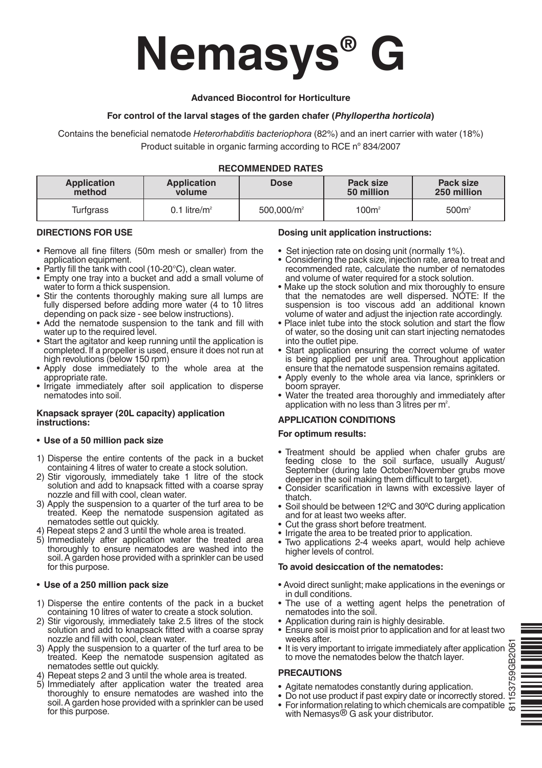# Nemasys® G

**Advanced Biocontrol for Horticulture**

**For control of the larval stages of the garden chafer (*Phyllopertha horticola*)**

Contains the beneficial nematode *Heterorhabditis bacteriophora* (82%) and an inert carrier with water (18%)
Product suitable in organic farming according to RCE nº 834/2007

**RECOMMENDED RATES**

| Application method | Application volume | Dose | Pack size 50 million | Pack size 250 million |
|---|---|---|---|---|
| Turfgrass | 0.1 litre/m² | 500,000/m² | 100m² | 500m² |

## DIRECTIONS FOR USE

- Remove all fine filters (50m mesh or smaller) from the application equipment.
- Partly fill the tank with cool (10-20°C), clean water.
- Empty one tray into a bucket and add a small volume of water to form a thick suspension.
- Stir the contents thoroughly making sure all lumps are fully dispersed before adding more water (4 to 10 litres depending on pack size - see below instructions).
- Add the nematode suspension to the tank and fill with water up to the required level.
- Start the agitator and keep running until the application is completed. If a propeller is used, ensure it does not run at high revolutions (below 150 rpm)
- Apply dose immediately to the whole area at the appropriate rate.
- Irrigate immediately after soil application to disperse nematodes into soil.

### Knapsack sprayer (20L capacity) application instructions:

- **Use of a 50 million pack size**

1) Disperse the entire contents of the pack in a bucket containing 4 litres of water to create a stock solution.
2) Stir vigorously, immediately take 1 litre of the stock solution and add to knapsack fitted with a coarse spray nozzle and fill with cool, clean water.
3) Apply the suspension to a quarter of the turf area to be treated. Keep the nematode suspension agitated as nematodes settle out quickly.
4) Repeat steps 2 and 3 until the whole area is treated.
5) Immediately after application water the treated area thoroughly to ensure nematodes are washed into the soil. A garden hose provided with a sprinkler can be used for this purpose.

- **Use of a 250 million pack size**

1) Disperse the entire contents of the pack in a bucket containing 10 litres of water to create a stock solution.
2) Stir vigorously, immediately take 2.5 litres of the stock solution and add to knapsack fitted with a coarse spray nozzle and fill with cool, clean water.
3) Apply the suspension to a quarter of the turf area to be treated. Keep the nematode suspension agitated as nematodes settle out quickly.
4) Repeat steps 2 and 3 until the whole area is treated.
5) Immediately after application water the treated area thoroughly to ensure nematodes are washed into the soil. A garden hose provided with a sprinkler can be used for this purpose.

### Dosing unit application instructions:

- Set injection rate on dosing unit (normally 1%).
- Considering the pack size, injection rate, area to treat and recommended rate, calculate the number of nematodes and volume of water required for a stock solution.
- Make up the stock solution and mix thoroughly to ensure that the nematodes are well dispersed. NOTE: If the suspension is too viscous add an additional known volume of water and adjust the injection rate accordingly.
- Place inlet tube into the stock solution and start the flow of water, so the dosing unit can start injecting nematodes into the outlet pipe.
- Start application ensuring the correct volume of water is being applied per unit area. Throughout application ensure that the nematode suspension remains agitated.
- Apply evenly to the whole area via lance, sprinklers or boom sprayer.
- Water the treated area thoroughly and immediately after application with no less than 3 litres per m².

## APPLICATION CONDITIONS

### For optimum results:

- Treatment should be applied when chafer grubs are feeding close to the soil surface, usually August/ September (during late October/November grubs move deeper in the soil making them difficult to target).
- Consider scarification in lawns with excessive layer of thatch.
- Soil should be between 12ºC and 30ºC during application and for at least two weeks after.
- Cut the grass short before treatment.
- Irrigate the area to be treated prior to application.
- Two applications 2-4 weeks apart, would help achieve higher levels of control.

### To avoid desiccation of the nematodes:

- Avoid direct sunlight; make applications in the evenings or in dull conditions.
- The use of a wetting agent helps the penetration of nematodes into the soil.
- Application during rain is highly desirable.
- Ensure soil is moist prior to application and for at least two weeks after.
- It is very important to irrigate immediately after application to move the nematodes below the thatch layer.

## PRECAUTIONS

- Agitate nematodes constantly during application.
- Do not use product if past expiry date or incorrectly stored.
- For information relating to which chemicals are compatible with Nemasys® G ask your distributor.

81153759GB2061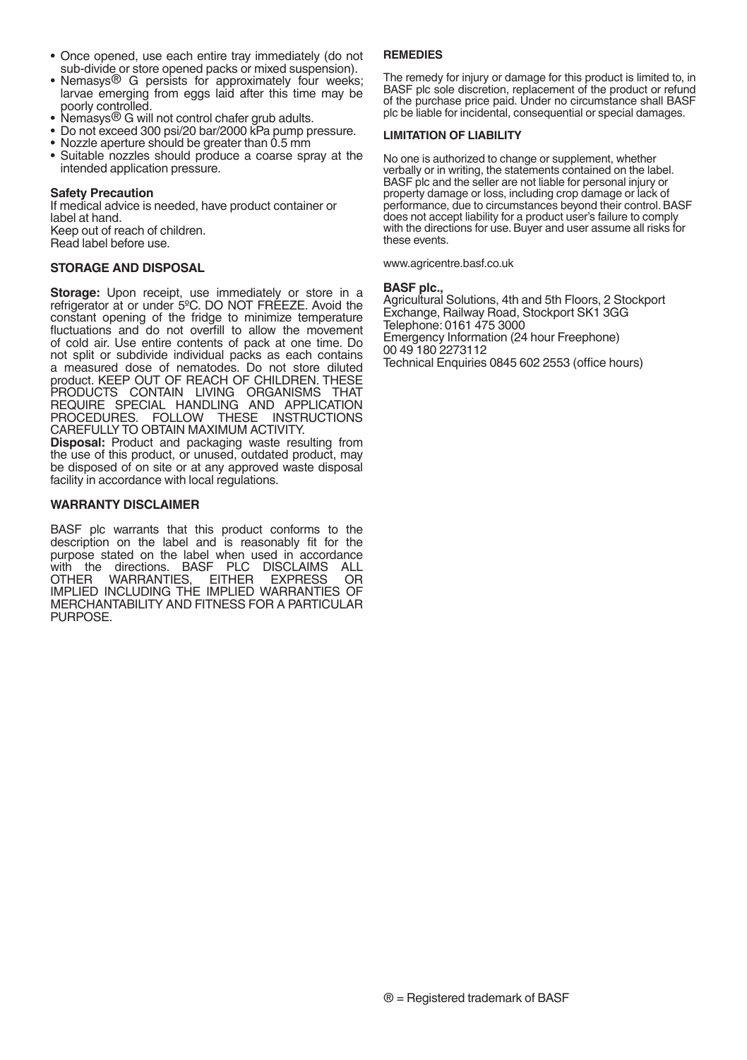- Once opened, use each entire tray immediately (do not sub-divide or store opened packs or mixed suspension).
- Nemasys® G persists for approximately four weeks; larvae emerging from eggs laid after this time may be poorly controlled.
- Nemasys® G will not control chafer grub adults.
- Do not exceed 300 psi/20 bar/2000 kPa pump pressure.
- Nozzle aperture should be greater than 0.5 mm
- Suitable nozzles should produce a coarse spray at the intended application pressure.

**Safety Precaution**

If medical advice is needed, have product container or label at hand.
Keep out of reach of children.
Read label before use.

**STORAGE AND DISPOSAL**

**Storage:** Upon receipt, use immediately or store in a refrigerator at or under 5ºC. DO NOT FREEZE. Avoid the constant opening of the fridge to minimize temperature fluctuations and do not overfill to allow the movement of cold air. Use entire contents of pack at one time. Do not split or subdivide individual packs as each contains a measured dose of nematodes. Do not store diluted product. KEEP OUT OF REACH OF CHILDREN. THESE PRODUCTS CONTAIN LIVING ORGANISMS THAT REQUIRE SPECIAL HANDLING AND APPLICATION PROCEDURES. FOLLOW THESE INSTRUCTIONS CAREFULLY TO OBTAIN MAXIMUM ACTIVITY.

**Disposal:** Product and packaging waste resulting from the use of this product, or unused, outdated product, may be disposed of on site or at any approved waste disposal facility in accordance with local regulations.

**WARRANTY DISCLAIMER**

BASF plc warrants that this product conforms to the description on the label and is reasonably fit for the purpose stated on the label when used in accordance with the directions. BASF PLC DISCLAIMS ALL OTHER WARRANTIES, EITHER EXPRESS OR IMPLIED INCLUDING THE IMPLIED WARRANTIES OF MERCHANTABILITY AND FITNESS FOR A PARTICULAR PURPOSE.

**REMEDIES**

The remedy for injury or damage for this product is limited to, in BASF plc sole discretion, replacement of the product or refund of the purchase price paid. Under no circumstance shall BASF plc be liable for incidental, consequential or special damages.

**LIMITATION OF LIABILITY**

No one is authorized to change or supplement, whether verbally or in writing, the statements contained on the label. BASF plc and the seller are not liable for personal injury or property damage or loss, including crop damage or lack of performance, due to circumstances beyond their control. BASF does not accept liability for a product user's failure to comply with the directions for use. Buyer and user assume all risks for these events.

www.agricentre.basf.co.uk

**BASF plc.,**
Agricultural Solutions, 4th and 5th Floors, 2 Stockport Exchange, Railway Road, Stockport SK1 3GG
Telephone: 0161 475 3000
Emergency Information (24 hour Freephone)
00 49 180 2273112
Technical Enquiries 0845 602 2553 (office hours)

® = Registered trademark of BASF